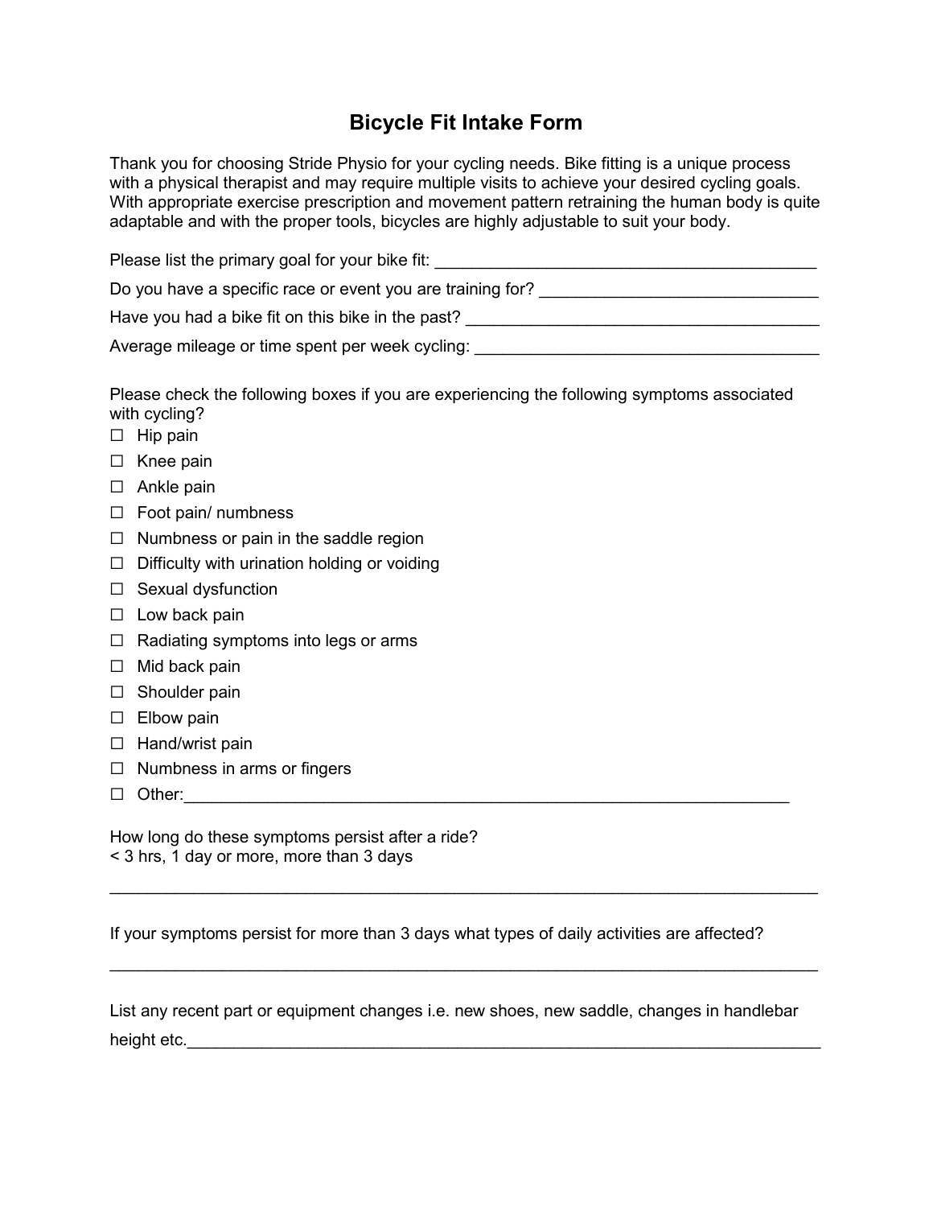# Bicycle Fit Intake Form

Thank you for choosing Stride Physio for your cycling needs. Bike fitting is a unique process with a physical therapist and may require multiple visits to achieve your desired cycling goals. With appropriate exercise prescription and movement pattern retraining the human body is quite adaptable and with the proper tools, bicycles are highly adjustable to suit your body.

Please list the primary goal for your bike fit: ___________________________________________

Do you have a specific race or event you are training for? ______________________________

Have you had a bike fit on this bike in the past? ______________________________________

Average mileage or time spent per week cycling: ______________________________________

Please check the following boxes if you are experiencing the following symptoms associated with cycling?

- ☐ Hip pain
- ☐ Knee pain
- ☐ Ankle pain
- ☐ Foot pain/ numbness
- ☐ Numbness or pain in the saddle region
- ☐ Difficulty with urination holding or voiding
- ☐ Sexual dysfunction
- ☐ Low back pain
- ☐ Radiating symptoms into legs or arms
- ☐ Mid back pain
- ☐ Shoulder pain
- ☐ Elbow pain
- ☐ Hand/wrist pain
- ☐ Numbness in arms or fingers
- ☐ Other:______________________________________________________________________

How long do these symptoms persist after a ride?
< 3 hrs, 1 day or more, more than 3 days

______________________________________________________________________________

If your symptoms persist for more than 3 days what types of daily activities are affected?

______________________________________________________________________________

List any recent part or equipment changes i.e. new shoes, new saddle, changes in handlebar height etc.______________________________________________________________________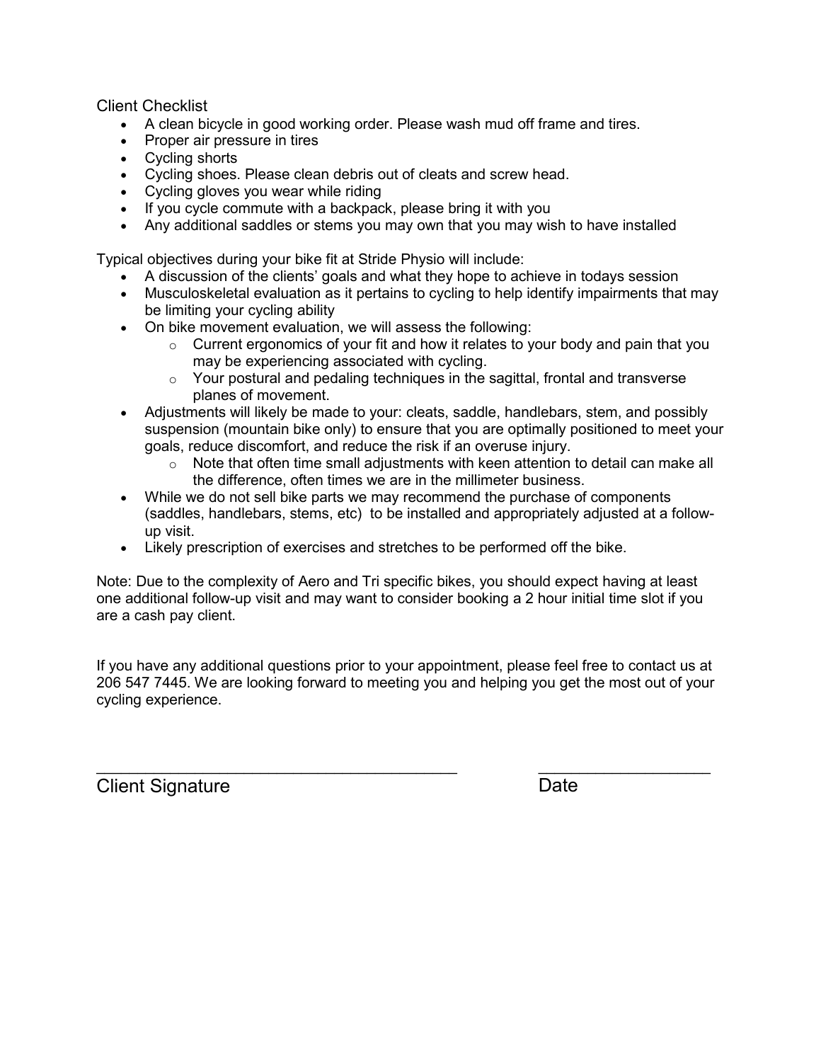Client Checklist

- A clean bicycle in good working order. Please wash mud off frame and tires.
- Proper air pressure in tires
- Cycling shorts
- Cycling shoes. Please clean debris out of cleats and screw head.
- Cycling gloves you wear while riding
- If you cycle commute with a backpack, please bring it with you
- Any additional saddles or stems you may own that you may wish to have installed

Typical objectives during your bike fit at Stride Physio will include:

- A discussion of the clients' goals and what they hope to achieve in todays session
- Musculoskeletal evaluation as it pertains to cycling to help identify impairments that may be limiting your cycling ability
- On bike movement evaluation, we will assess the following:
  - Current ergonomics of your fit and how it relates to your body and pain that you may be experiencing associated with cycling.
  - Your postural and pedaling techniques in the sagittal, frontal and transverse planes of movement.
- Adjustments will likely be made to your: cleats, saddle, handlebars, stem, and possibly suspension (mountain bike only) to ensure that you are optimally positioned to meet your goals, reduce discomfort, and reduce the risk if an overuse injury.
  - Note that often time small adjustments with keen attention to detail can make all the difference, often times we are in the millimeter business.
- While we do not sell bike parts we may recommend the purchase of components (saddles, handlebars, stems, etc) to be installed and appropriately adjusted at a follow-up visit.
- Likely prescription of exercises and stretches to be performed off the bike.

Note: Due to the complexity of Aero and Tri specific bikes, you should expect having at least one additional follow-up visit and may want to consider booking a 2 hour initial time slot if you are a cash pay client.

If you have any additional questions prior to your appointment, please feel free to contact us at 206 547 7445. We are looking forward to meeting you and helping you get the most out of your cycling experience.

\_\_\_\_\_\_\_\_\_\_\_\_\_\_\_\_\_\_\_\_\_\_\_\_\_\_\_\_\_\_\_\_\_\_\_\_\_\_\_\_ \_\_\_\_\_\_\_\_\_\_\_\_\_\_\_\_\_\_\_\_

Client Signature Date